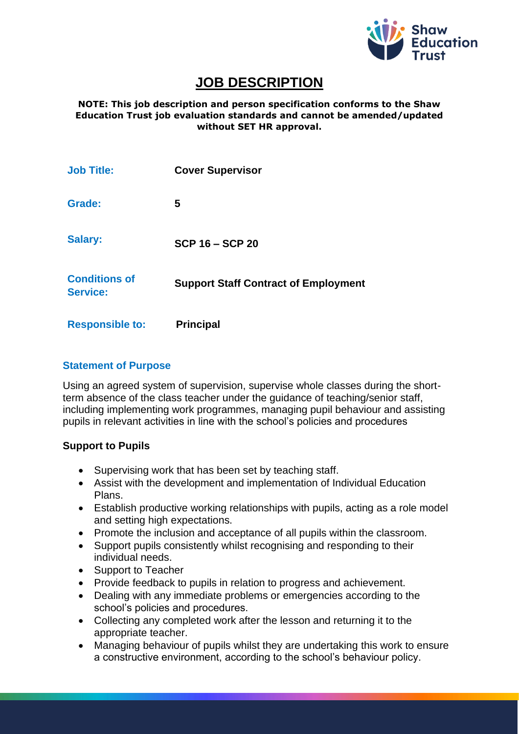# JOB DESCRIPTION

**NOTE: This job description and person specification conforms to the Shaw Education Trust job evaluation standards and cannot be amended/updated without SET HR approval.**

| | |
|---|---|
| **Job Title:** | **Cover Supervisor** |
| **Grade:** | **5** |
| **Salary:** | **SCP 16 – SCP 20** |
| **Conditions of Service:** | **Support Staff Contract of Employment** |
| **Responsible to:** | **Principal** |

## Statement of Purpose

Using an agreed system of supervision, supervise whole classes during the short-term absence of the class teacher under the guidance of teaching/senior staff, including implementing work programmes, managing pupil behaviour and assisting pupils in relevant activities in line with the school's policies and procedures

### Support to Pupils

- Supervising work that has been set by teaching staff.
- Assist with the development and implementation of Individual Education Plans.
- Establish productive working relationships with pupils, acting as a role model and setting high expectations.
- Promote the inclusion and acceptance of all pupils within the classroom.
- Support pupils consistently whilst recognising and responding to their individual needs.
- Support to Teacher
- Provide feedback to pupils in relation to progress and achievement.
- Dealing with any immediate problems or emergencies according to the school's policies and procedures.
- Collecting any completed work after the lesson and returning it to the appropriate teacher.
- Managing behaviour of pupils whilst they are undertaking this work to ensure a constructive environment, according to the school's behaviour policy.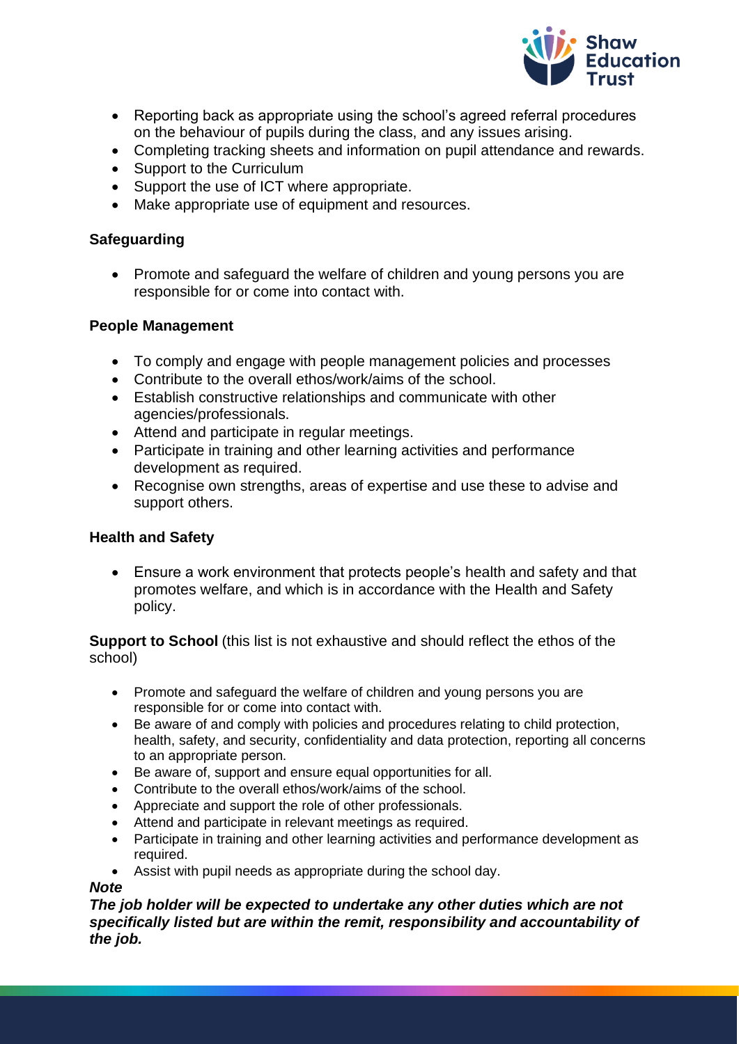- Reporting back as appropriate using the school's agreed referral procedures on the behaviour of pupils during the class, and any issues arising.
- Completing tracking sheets and information on pupil attendance and rewards.
- Support to the Curriculum
- Support the use of ICT where appropriate.
- Make appropriate use of equipment and resources.

**Safeguarding**

- Promote and safeguard the welfare of children and young persons you are responsible for or come into contact with.

**People Management**

- To comply and engage with people management policies and processes
- Contribute to the overall ethos/work/aims of the school.
- Establish constructive relationships and communicate with other agencies/professionals.
- Attend and participate in regular meetings.
- Participate in training and other learning activities and performance development as required.
- Recognise own strengths, areas of expertise and use these to advise and support others.

**Health and Safety**

- Ensure a work environment that protects people's health and safety and that promotes welfare, and which is in accordance with the Health and Safety policy.

**Support to School** (this list is not exhaustive and should reflect the ethos of the school)

- Promote and safeguard the welfare of children and young persons you are responsible for or come into contact with.
- Be aware of and comply with policies and procedures relating to child protection, health, safety, and security, confidentiality and data protection, reporting all concerns to an appropriate person.
- Be aware of, support and ensure equal opportunities for all.
- Contribute to the overall ethos/work/aims of the school.
- Appreciate and support the role of other professionals.
- Attend and participate in relevant meetings as required.
- Participate in training and other learning activities and performance development as required.
- Assist with pupil needs as appropriate during the school day.

***Note***

***The job holder will be expected to undertake any other duties which are not specifically listed but are within the remit, responsibility and accountability of the job.***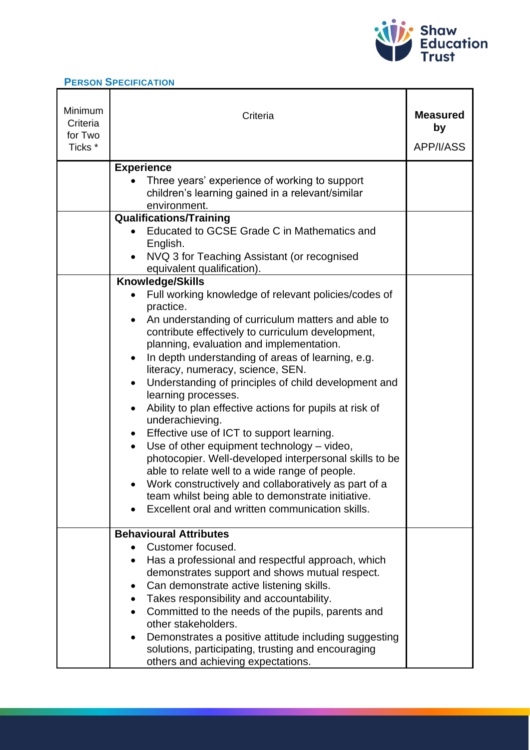**PERSON SPECIFICATION**

| Minimum Criteria for Two Ticks * | Criteria | **Measured by** APP/I/ASS |
|---|---|---|
| | **Experience**<br>• Three years' experience of working to support children's learning gained in a relevant/similar environment. | |
| | **Qualifications/Training**<br>• Educated to GCSE Grade C in Mathematics and English.<br>• NVQ 3 for Teaching Assistant (or recognised equivalent qualification). | |
| | **Knowledge/Skills**<br>• Full working knowledge of relevant policies/codes of practice.<br>• An understanding of curriculum matters and able to contribute effectively to curriculum development, planning, evaluation and implementation.<br>• In depth understanding of areas of learning, e.g. literacy, numeracy, science, SEN.<br>• Understanding of principles of child development and learning processes.<br>• Ability to plan effective actions for pupils at risk of underachieving.<br>• Effective use of ICT to support learning.<br>• Use of other equipment technology – video, photocopier. Well-developed interpersonal skills to be able to relate well to a wide range of people.<br>• Work constructively and collaboratively as part of a team whilst being able to demonstrate initiative.<br>• Excellent oral and written communication skills. | |
| | **Behavioural Attributes**<br>• Customer focused.<br>• Has a professional and respectful approach, which demonstrates support and shows mutual respect.<br>• Can demonstrate active listening skills.<br>• Takes responsibility and accountability.<br>• Committed to the needs of the pupils, parents and other stakeholders.<br>• Demonstrates a positive attitude including suggesting solutions, participating, trusting and encouraging others and achieving expectations. | |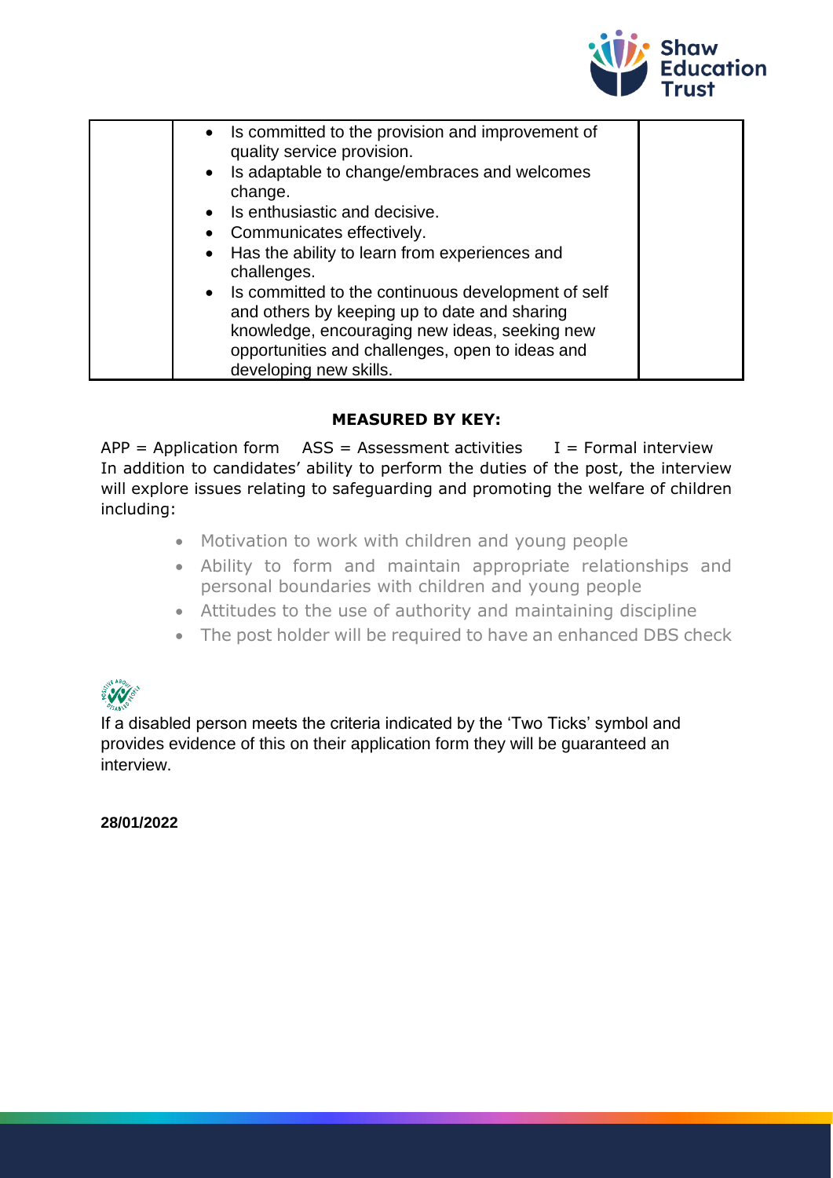| | | |
|---|---|---|
| | • Is committed to the provision and improvement of quality service provision.<br>• Is adaptable to change/embraces and welcomes change.<br>• Is enthusiastic and decisive.<br>• Communicates effectively.<br>• Has the ability to learn from experiences and challenges.<br>• Is committed to the continuous development of self and others by keeping up to date and sharing knowledge, encouraging new ideas, seeking new opportunities and challenges, open to ideas and developing new skills. | |

**MEASURED BY KEY:**

APP = Application form  ASS = Assessment activities  I = Formal interview

In addition to candidates' ability to perform the duties of the post, the interview will explore issues relating to safeguarding and promoting the welfare of children including:

- Motivation to work with children and young people
- Ability to form and maintain appropriate relationships and personal boundaries with children and young people
- Attitudes to the use of authority and maintaining discipline
- The post holder will be required to have an enhanced DBS check

If a disabled person meets the criteria indicated by the 'Two Ticks' symbol and provides evidence of this on their application form they will be guaranteed an interview.

**28/01/2022**